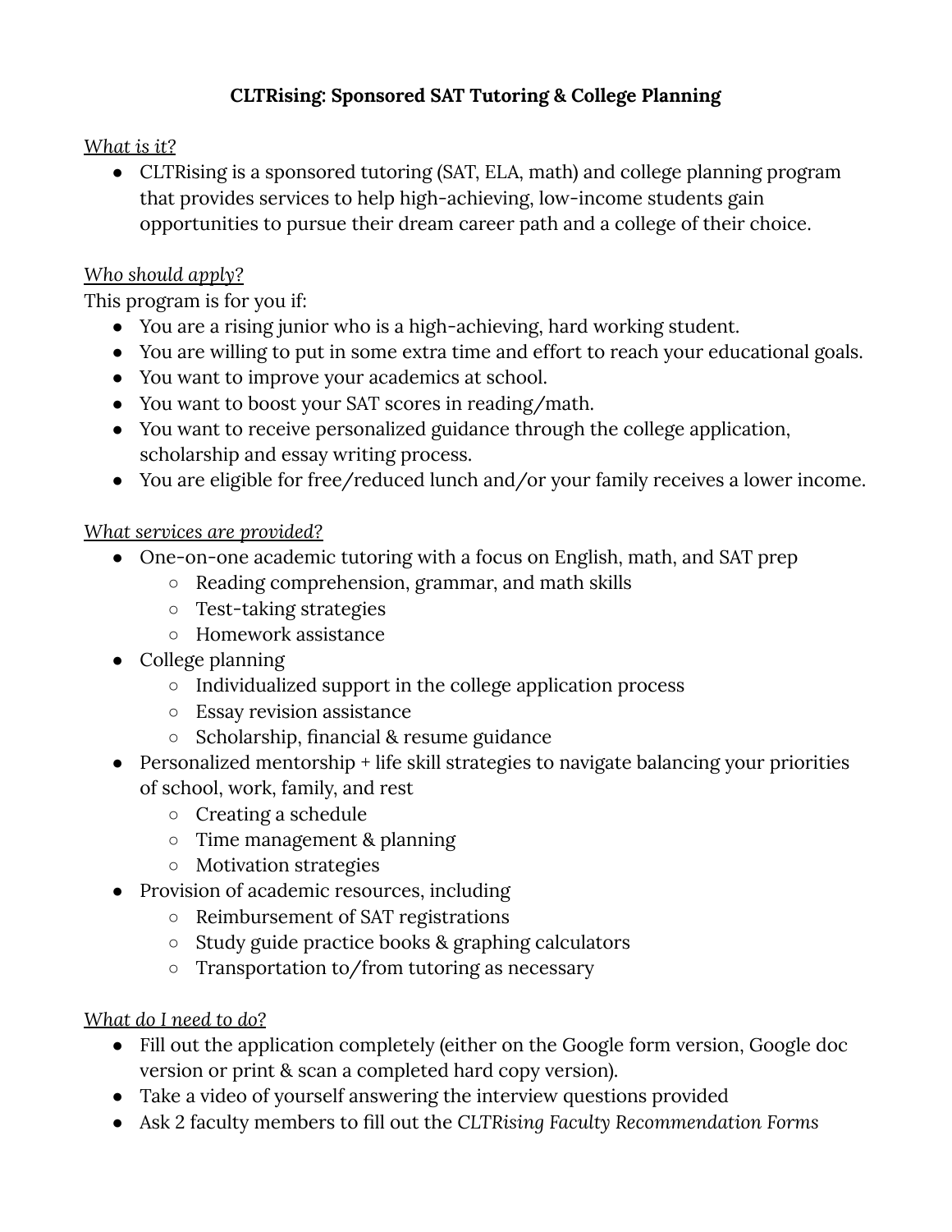**CLTRising: Sponsored SAT Tutoring & College Planning**

*What is it?*

- CLTRising is a sponsored tutoring (SAT, ELA, math) and college planning program that provides services to help high-achieving, low-income students gain opportunities to pursue their dream career path and a college of their choice.

*Who should apply?*

This program is for you if:

- You are a rising junior who is a high-achieving, hard working student.
- You are willing to put in some extra time and effort to reach your educational goals.
- You want to improve your academics at school.
- You want to boost your SAT scores in reading/math.
- You want to receive personalized guidance through the college application, scholarship and essay writing process.
- You are eligible for free/reduced lunch and/or your family receives a lower income.

*What services are provided?*

- One-on-one academic tutoring with a focus on English, math, and SAT prep
  - Reading comprehension, grammar, and math skills
  - Test-taking strategies
  - Homework assistance
- College planning
  - Individualized support in the college application process
  - Essay revision assistance
  - Scholarship, financial & resume guidance
- Personalized mentorship + life skill strategies to navigate balancing your priorities of school, work, family, and rest
  - Creating a schedule
  - Time management & planning
  - Motivation strategies
- Provision of academic resources, including
  - Reimbursement of SAT registrations
  - Study guide practice books & graphing calculators
  - Transportation to/from tutoring as necessary

*What do I need to do?*

- Fill out the application completely (either on the Google form version, Google doc version or print & scan a completed hard copy version).
- Take a video of yourself answering the interview questions provided
- Ask 2 faculty members to fill out the *CLTRising Faculty Recommendation Forms*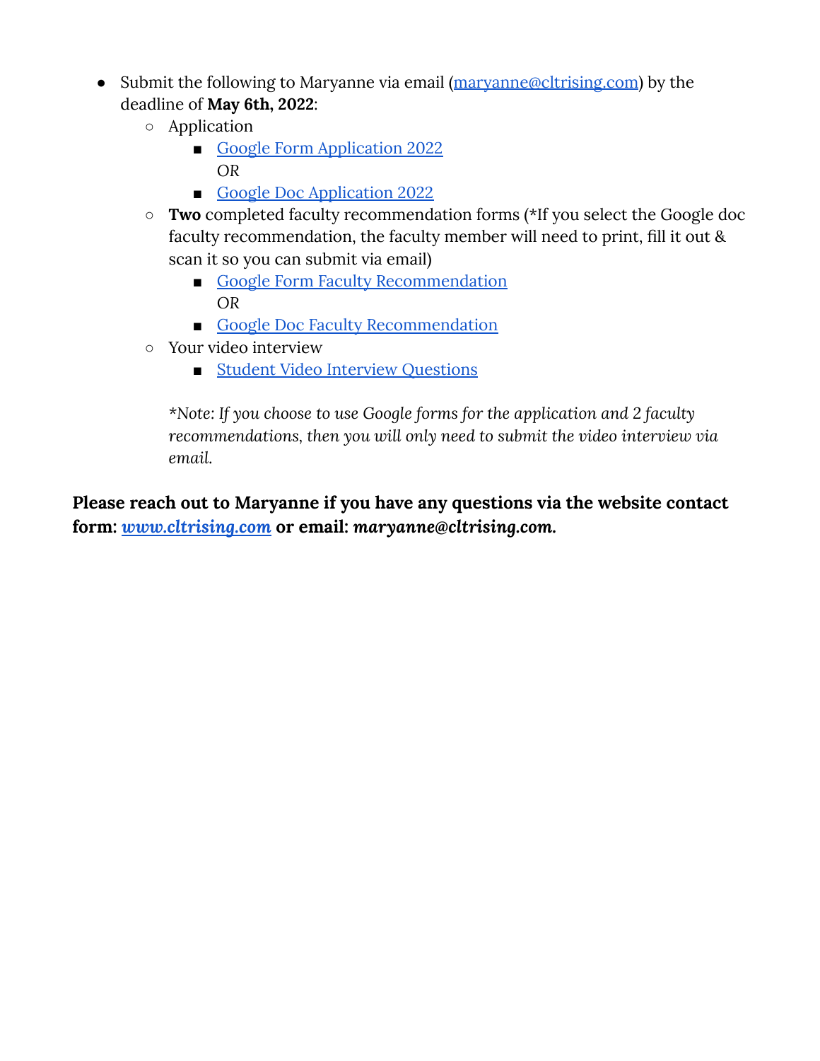- Submit the following to Maryanne via email (maryanne@cltrising.com) by the deadline of **May 6th, 2022**:
  - Application
    - Google Form Application 2022
      OR
    - Google Doc Application 2022
  - **Two** completed faculty recommendation forms (*If you select the Google doc faculty recommendation, the faculty member will need to print, fill it out & scan it so you can submit via email)
    - Google Form Faculty Recommendation
      OR
    - Google Doc Faculty Recommendation
  - Your video interview
    - Student Video Interview Questions

    **Note: If you choose to use Google forms for the application and 2 faculty recommendations, then you will only need to submit the video interview via email.*

**Please reach out to Maryanne if you have any questions via the website contact form: *www.cltrising.com* or email: *maryanne@cltrising.com.***